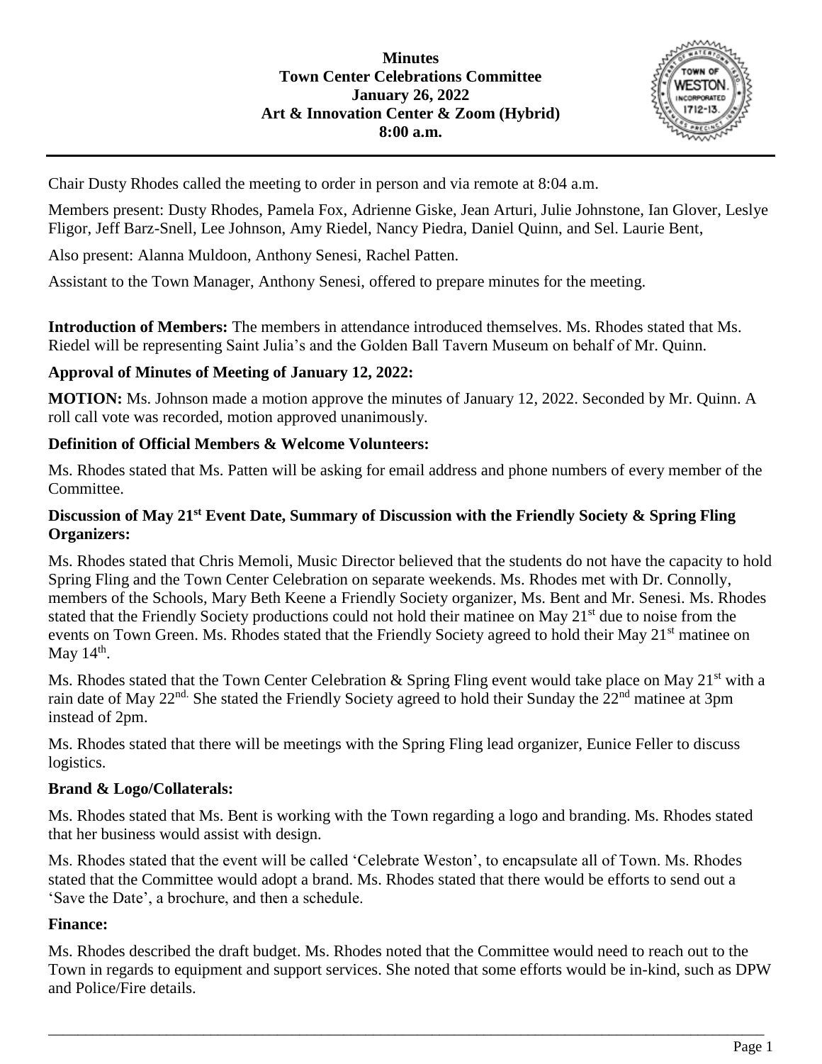**Minutes**
**Town Center Celebrations Committee**
**January 26, 2022**
**Art & Innovation Center & Zoom (Hybrid)**
**8:00 a.m.**

Chair Dusty Rhodes called the meeting to order in person and via remote at 8:04 a.m.

Members present: Dusty Rhodes, Pamela Fox, Adrienne Giske, Jean Arturi, Julie Johnstone, Ian Glover, Leslye Fligor, Jeff Barz-Snell, Lee Johnson, Amy Riedel, Nancy Piedra, Daniel Quinn, and Sel. Laurie Bent,

Also present: Alanna Muldoon, Anthony Senesi, Rachel Patten.

Assistant to the Town Manager, Anthony Senesi, offered to prepare minutes for the meeting.

**Introduction of Members:** The members in attendance introduced themselves. Ms. Rhodes stated that Ms. Riedel will be representing Saint Julia's and the Golden Ball Tavern Museum on behalf of Mr. Quinn.

**Approval of Minutes of Meeting of January 12, 2022:**

**MOTION:** Ms. Johnson made a motion approve the minutes of January 12, 2022. Seconded by Mr. Quinn. A roll call vote was recorded, motion approved unanimously.

**Definition of Official Members & Welcome Volunteers:**

Ms. Rhodes stated that Ms. Patten will be asking for email address and phone numbers of every member of the Committee.

**Discussion of May 21st Event Date, Summary of Discussion with the Friendly Society & Spring Fling Organizers:**

Ms. Rhodes stated that Chris Memoli, Music Director believed that the students do not have the capacity to hold Spring Fling and the Town Center Celebration on separate weekends. Ms. Rhodes met with Dr. Connolly, members of the Schools, Mary Beth Keene a Friendly Society organizer, Ms. Bent and Mr. Senesi. Ms. Rhodes stated that the Friendly Society productions could not hold their matinee on May 21st due to noise from the events on Town Green. Ms. Rhodes stated that the Friendly Society agreed to hold their May 21st matinee on May 14th.

Ms. Rhodes stated that the Town Center Celebration & Spring Fling event would take place on May 21st with a rain date of May 22nd. She stated the Friendly Society agreed to hold their Sunday the 22nd matinee at 3pm instead of 2pm.

Ms. Rhodes stated that there will be meetings with the Spring Fling lead organizer, Eunice Feller to discuss logistics.

**Brand & Logo/Collaterals:**

Ms. Rhodes stated that Ms. Bent is working with the Town regarding a logo and branding. Ms. Rhodes stated that her business would assist with design.

Ms. Rhodes stated that the event will be called 'Celebrate Weston', to encapsulate all of Town. Ms. Rhodes stated that the Committee would adopt a brand. Ms. Rhodes stated that there would be efforts to send out a 'Save the Date', a brochure, and then a schedule.

**Finance:**

Ms. Rhodes described the draft budget. Ms. Rhodes noted that the Committee would need to reach out to the Town in regards to equipment and support services. She noted that some efforts would be in-kind, such as DPW and Police/Fire details.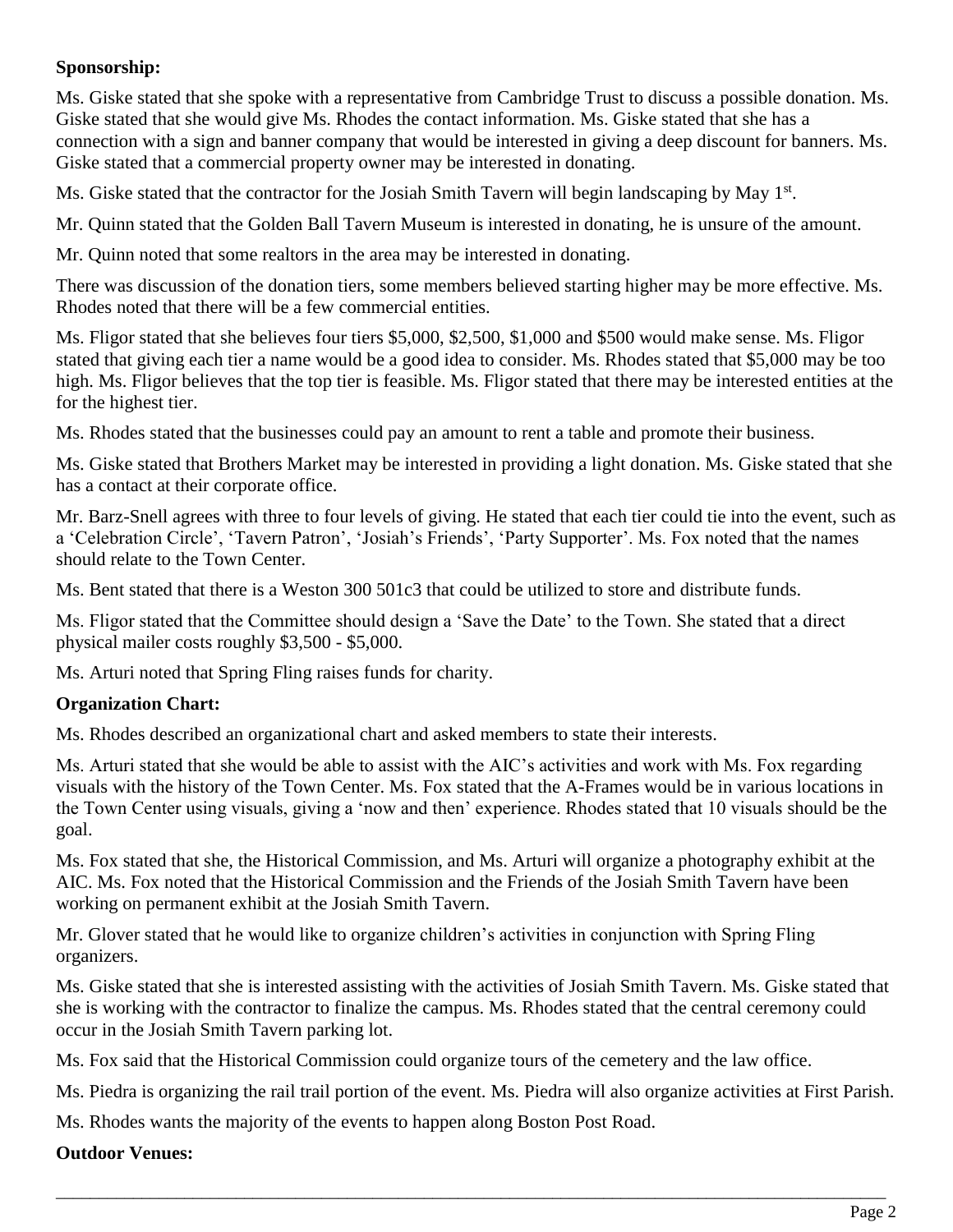**Sponsorship:**

Ms. Giske stated that she spoke with a representative from Cambridge Trust to discuss a possible donation. Ms. Giske stated that she would give Ms. Rhodes the contact information. Ms. Giske stated that she has a connection with a sign and banner company that would be interested in giving a deep discount for banners. Ms. Giske stated that a commercial property owner may be interested in donating.

Ms. Giske stated that the contractor for the Josiah Smith Tavern will begin landscaping by May 1st.

Mr. Quinn stated that the Golden Ball Tavern Museum is interested in donating, he is unsure of the amount.

Mr. Quinn noted that some realtors in the area may be interested in donating.

There was discussion of the donation tiers, some members believed starting higher may be more effective. Ms. Rhodes noted that there will be a few commercial entities.

Ms. Fligor stated that she believes four tiers $5,000, $2,500, $1,000 and $500 would make sense. Ms. Fligor stated that giving each tier a name would be a good idea to consider. Ms. Rhodes stated that $5,000 may be too high. Ms. Fligor believes that the top tier is feasible. Ms. Fligor stated that there may be interested entities at the for the highest tier.

Ms. Rhodes stated that the businesses could pay an amount to rent a table and promote their business.

Ms. Giske stated that Brothers Market may be interested in providing a light donation. Ms. Giske stated that she has a contact at their corporate office.

Mr. Barz-Snell agrees with three to four levels of giving. He stated that each tier could tie into the event, such as a 'Celebration Circle', 'Tavern Patron', 'Josiah's Friends', 'Party Supporter'. Ms. Fox noted that the names should relate to the Town Center.

Ms. Bent stated that there is a Weston 300 501c3 that could be utilized to store and distribute funds.

Ms. Fligor stated that the Committee should design a 'Save the Date' to the Town. She stated that a direct physical mailer costs roughly $3,500 - $5,000.

Ms. Arturi noted that Spring Fling raises funds for charity.

**Organization Chart:**

Ms. Rhodes described an organizational chart and asked members to state their interests.

Ms. Arturi stated that she would be able to assist with the AIC's activities and work with Ms. Fox regarding visuals with the history of the Town Center. Ms. Fox stated that the A-Frames would be in various locations in the Town Center using visuals, giving a 'now and then' experience. Rhodes stated that 10 visuals should be the goal.

Ms. Fox stated that she, the Historical Commission, and Ms. Arturi will organize a photography exhibit at the AIC. Ms. Fox noted that the Historical Commission and the Friends of the Josiah Smith Tavern have been working on permanent exhibit at the Josiah Smith Tavern.

Mr. Glover stated that he would like to organize children's activities in conjunction with Spring Fling organizers.

Ms. Giske stated that she is interested assisting with the activities of Josiah Smith Tavern. Ms. Giske stated that she is working with the contractor to finalize the campus. Ms. Rhodes stated that the central ceremony could occur in the Josiah Smith Tavern parking lot.

Ms. Fox said that the Historical Commission could organize tours of the cemetery and the law office.

Ms. Piedra is organizing the rail trail portion of the event. Ms. Piedra will also organize activities at First Parish.

Ms. Rhodes wants the majority of the events to happen along Boston Post Road.

**Outdoor Venues:**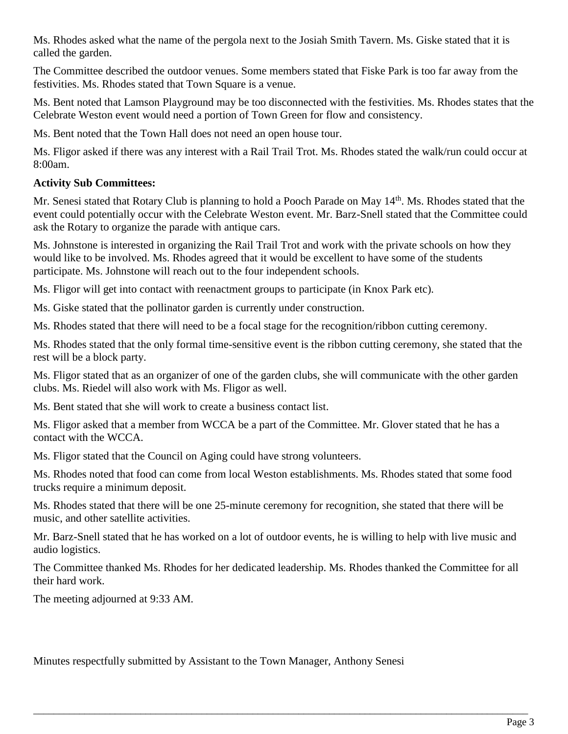Ms. Rhodes asked what the name of the pergola next to the Josiah Smith Tavern. Ms. Giske stated that it is called the garden.

The Committee described the outdoor venues. Some members stated that Fiske Park is too far away from the festivities. Ms. Rhodes stated that Town Square is a venue.

Ms. Bent noted that Lamson Playground may be too disconnected with the festivities. Ms. Rhodes states that the Celebrate Weston event would need a portion of Town Green for flow and consistency.

Ms. Bent noted that the Town Hall does not need an open house tour.

Ms. Fligor asked if there was any interest with a Rail Trail Trot. Ms. Rhodes stated the walk/run could occur at 8:00am.

**Activity Sub Committees:**

Mr. Senesi stated that Rotary Club is planning to hold a Pooch Parade on May 14th. Ms. Rhodes stated that the event could potentially occur with the Celebrate Weston event. Mr. Barz-Snell stated that the Committee could ask the Rotary to organize the parade with antique cars.

Ms. Johnstone is interested in organizing the Rail Trail Trot and work with the private schools on how they would like to be involved. Ms. Rhodes agreed that it would be excellent to have some of the students participate. Ms. Johnstone will reach out to the four independent schools.

Ms. Fligor will get into contact with reenactment groups to participate (in Knox Park etc).

Ms. Giske stated that the pollinator garden is currently under construction.

Ms. Rhodes stated that there will need to be a focal stage for the recognition/ribbon cutting ceremony.

Ms. Rhodes stated that the only formal time-sensitive event is the ribbon cutting ceremony, she stated that the rest will be a block party.

Ms. Fligor stated that as an organizer of one of the garden clubs, she will communicate with the other garden clubs. Ms. Riedel will also work with Ms. Fligor as well.

Ms. Bent stated that she will work to create a business contact list.

Ms. Fligor asked that a member from WCCA be a part of the Committee. Mr. Glover stated that he has a contact with the WCCA.

Ms. Fligor stated that the Council on Aging could have strong volunteers.

Ms. Rhodes noted that food can come from local Weston establishments. Ms. Rhodes stated that some food trucks require a minimum deposit.

Ms. Rhodes stated that there will be one 25-minute ceremony for recognition, she stated that there will be music, and other satellite activities.

Mr. Barz-Snell stated that he has worked on a lot of outdoor events, he is willing to help with live music and audio logistics.

The Committee thanked Ms. Rhodes for her dedicated leadership. Ms. Rhodes thanked the Committee for all their hard work.

The meeting adjourned at 9:33 AM.

Minutes respectfully submitted by Assistant to the Town Manager, Anthony Senesi